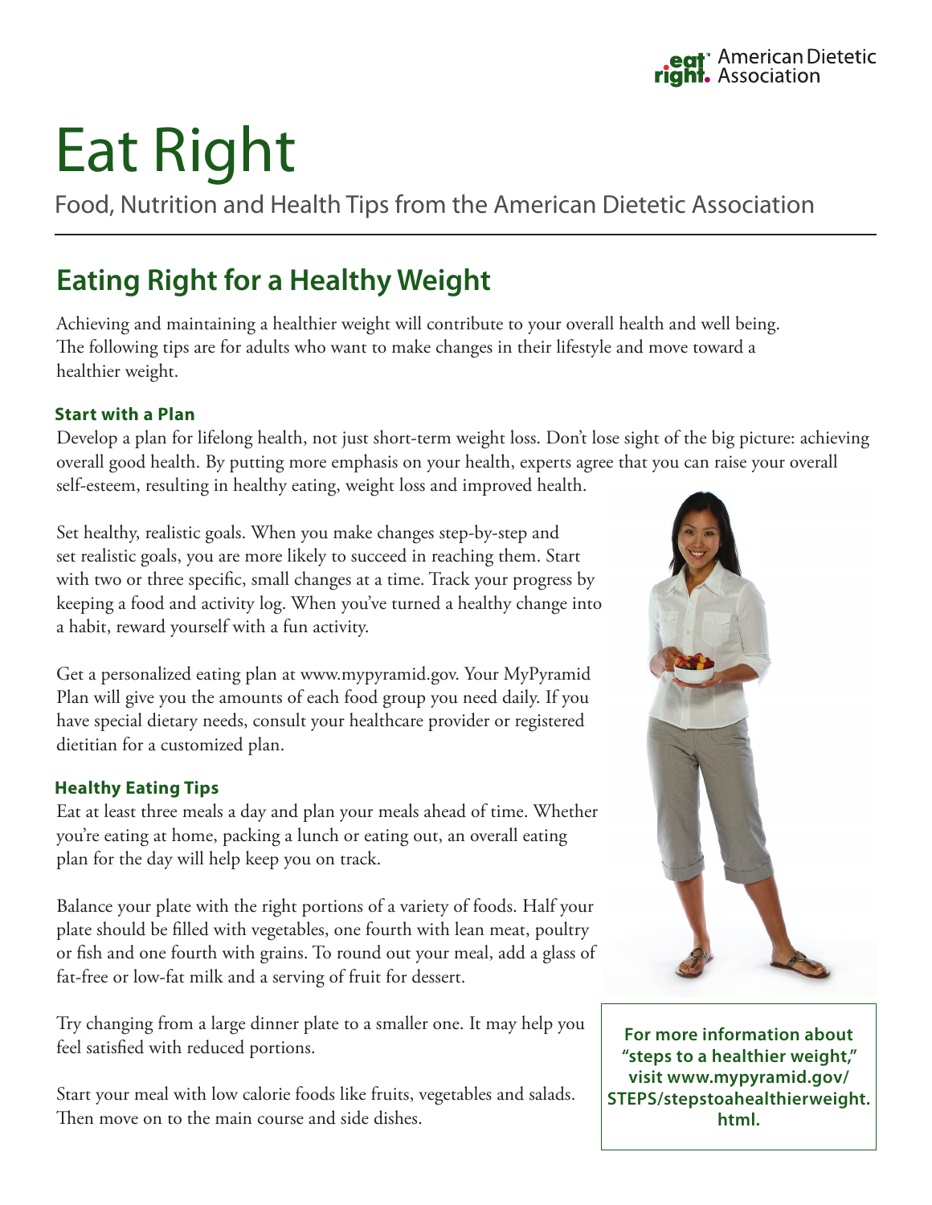eat right. American Dietetic Association

# Eat Right

Food, Nutrition and Health Tips from the American Dietetic Association

## Eating Right for a Healthy Weight

Achieving and maintaining a healthier weight will contribute to your overall health and well being. The following tips are for adults who want to make changes in their lifestyle and move toward a healthier weight.

### Start with a Plan

Develop a plan for lifelong health, not just short-term weight loss. Don't lose sight of the big picture: achieving overall good health. By putting more emphasis on your health, experts agree that you can raise your overall self-esteem, resulting in healthy eating, weight loss and improved health.

Set healthy, realistic goals. When you make changes step-by-step and set realistic goals, you are more likely to succeed in reaching them. Start with two or three specific, small changes at a time. Track your progress by keeping a food and activity log. When you've turned a healthy change into a habit, reward yourself with a fun activity.

Get a personalized eating plan at www.mypyramid.gov. Your MyPyramid Plan will give you the amounts of each food group you need daily. If you have special dietary needs, consult your healthcare provider or registered dietitian for a customized plan.

### Healthy Eating Tips

Eat at least three meals a day and plan your meals ahead of time. Whether you're eating at home, packing a lunch or eating out, an overall eating plan for the day will help keep you on track.

Balance your plate with the right portions of a variety of foods. Half your plate should be filled with vegetables, one fourth with lean meat, poultry or fish and one fourth with grains. To round out your meal, add a glass of fat-free or low-fat milk and a serving of fruit for dessert.

Try changing from a large dinner plate to a smaller one. It may help you feel satisfied with reduced portions.

Start your meal with low calorie foods like fruits, vegetables and salads. Then move on to the main course and side dishes.

**For more information about "steps to a healthier weight," visit www.mypyramid.gov/STEPS/stepstoahealthierweight.html.**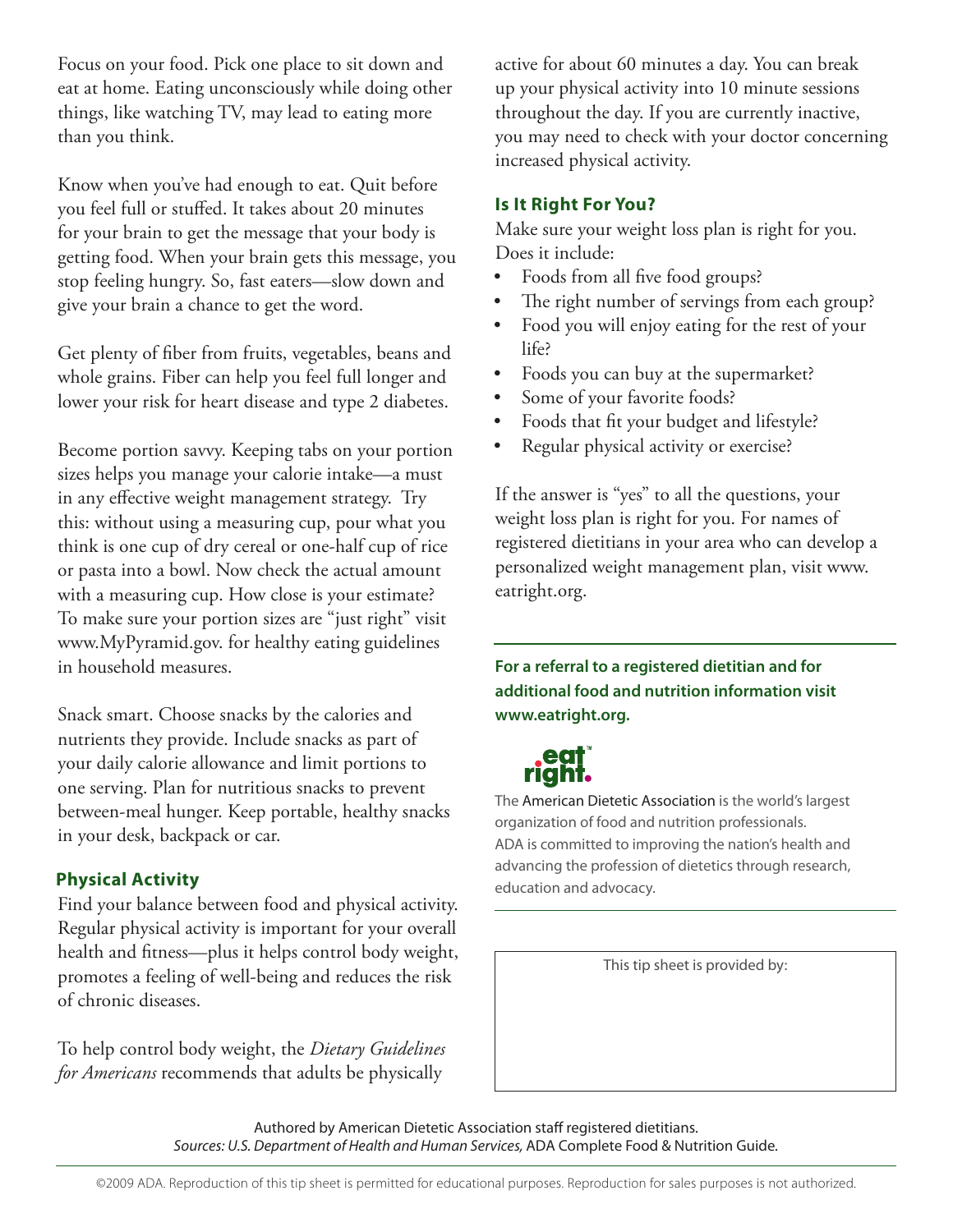Focus on your food. Pick one place to sit down and eat at home. Eating unconsciously while doing other things, like watching TV, may lead to eating more than you think.

Know when you've had enough to eat. Quit before you feel full or stuffed. It takes about 20 minutes for your brain to get the message that your body is getting food. When your brain gets this message, you stop feeling hungry. So, fast eaters—slow down and give your brain a chance to get the word.

Get plenty of fiber from fruits, vegetables, beans and whole grains. Fiber can help you feel full longer and lower your risk for heart disease and type 2 diabetes.

Become portion savvy. Keeping tabs on your portion sizes helps you manage your calorie intake—a must in any effective weight management strategy. Try this: without using a measuring cup, pour what you think is one cup of dry cereal or one-half cup of rice or pasta into a bowl. Now check the actual amount with a measuring cup. How close is your estimate? To make sure your portion sizes are "just right" visit www.MyPyramid.gov. for healthy eating guidelines in household measures.

Snack smart. Choose snacks by the calories and nutrients they provide. Include snacks as part of your daily calorie allowance and limit portions to one serving. Plan for nutritious snacks to prevent between-meal hunger. Keep portable, healthy snacks in your desk, backpack or car.

## Physical Activity

Find your balance between food and physical activity. Regular physical activity is important for your overall health and fitness—plus it helps control body weight, promotes a feeling of well-being and reduces the risk of chronic diseases.

To help control body weight, the *Dietary Guidelines for Americans* recommends that adults be physically active for about 60 minutes a day. You can break up your physical activity into 10 minute sessions throughout the day. If you are currently inactive, you may need to check with your doctor concerning increased physical activity.

## Is It Right For You?

Make sure your weight loss plan is right for you. Does it include:

- Foods from all five food groups?
- The right number of servings from each group?
- Food you will enjoy eating for the rest of your life?
- Foods you can buy at the supermarket?
- Some of your favorite foods?
- Foods that fit your budget and lifestyle?
- Regular physical activity or exercise?

If the answer is "yes" to all the questions, your weight loss plan is right for you. For names of registered dietitians in your area who can develop a personalized weight management plan, visit www.eatright.org.

**For a referral to a registered dietitian and for additional food and nutrition information visit www.eatright.org.**

eat right.™

The American Dietetic Association is the world's largest organization of food and nutrition professionals. ADA is committed to improving the nation's health and advancing the profession of dietetics through research, education and advocacy.

This tip sheet is provided by:

Authored by American Dietetic Association staff registered dietitians.
*Sources: U.S. Department of Health and Human Services,* ADA Complete Food & Nutrition Guide.

©2009 ADA. Reproduction of this tip sheet is permitted for educational purposes. Reproduction for sales purposes is not authorized.